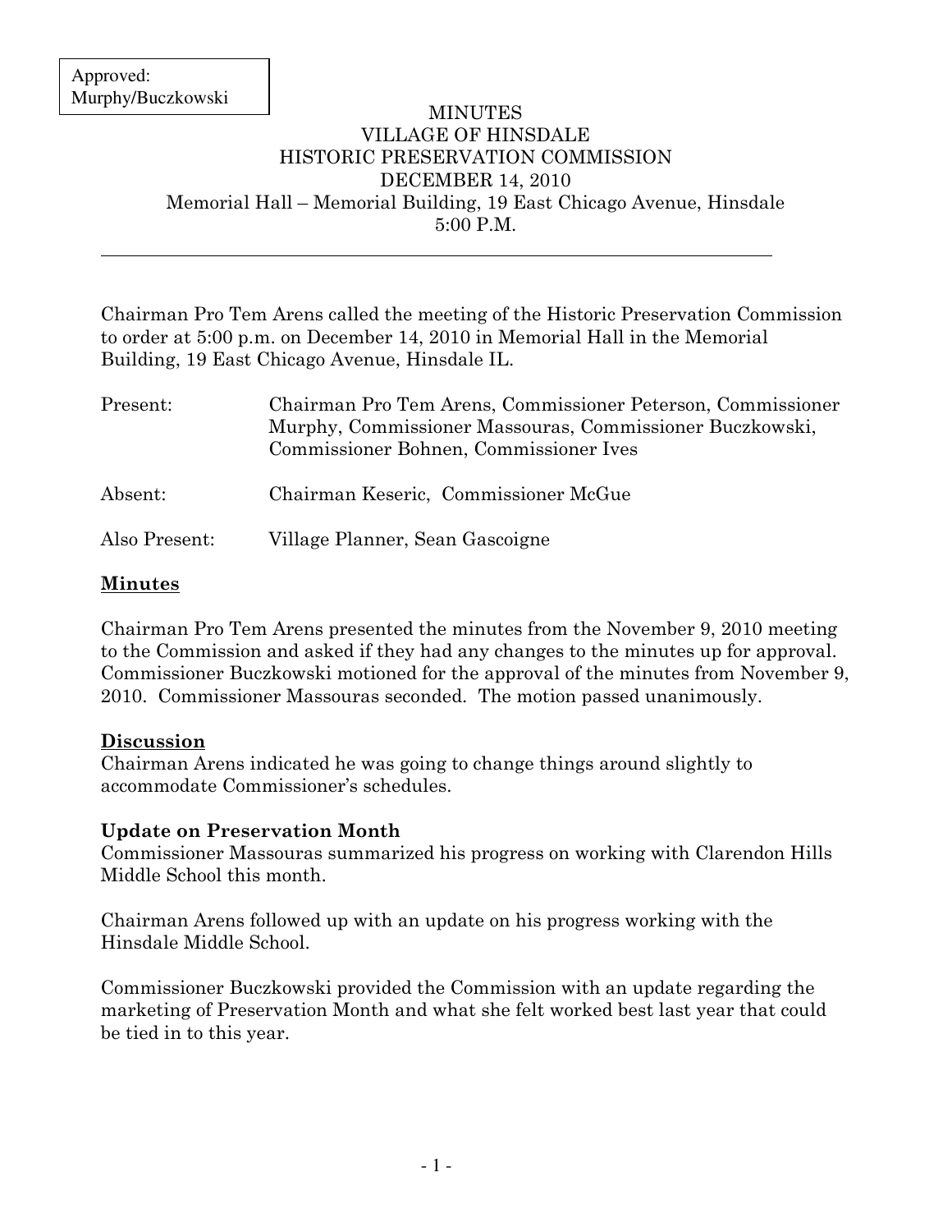Approved:
Murphy/Buczkowski

# MINUTES
## VILLAGE OF HINSDALE
## HISTORIC PRESERVATION COMMISSION
## DECEMBER 14, 2010

Memorial Hall – Memorial Building, 19 East Chicago Avenue, Hinsdale
5:00 P.M.

---

Chairman Pro Tem Arens called the meeting of the Historic Preservation Commission to order at 5:00 p.m. on December 14, 2010 in Memorial Hall in the Memorial Building, 19 East Chicago Avenue, Hinsdale IL.

| | |
|---|---|
| Present: | Chairman Pro Tem Arens, Commissioner Peterson, Commissioner Murphy, Commissioner Massouras, Commissioner Buczkowski, Commissioner Bohnen, Commissioner Ives |
| Absent: | Chairman Keseric, Commissioner McGue |
| Also Present: | Village Planner, Sean Gascoigne |

**Minutes**

Chairman Pro Tem Arens presented the minutes from the November 9, 2010 meeting to the Commission and asked if they had any changes to the minutes up for approval. Commissioner Buczkowski motioned for the approval of the minutes from November 9, 2010. Commissioner Massouras seconded. The motion passed unanimously.

**Discussion**

Chairman Arens indicated he was going to change things around slightly to accommodate Commissioner's schedules.

**Update on Preservation Month**

Commissioner Massouras summarized his progress on working with Clarendon Hills Middle School this month.

Chairman Arens followed up with an update on his progress working with the Hinsdale Middle School.

Commissioner Buczkowski provided the Commission with an update regarding the marketing of Preservation Month and what she felt worked best last year that could be tied in to this year.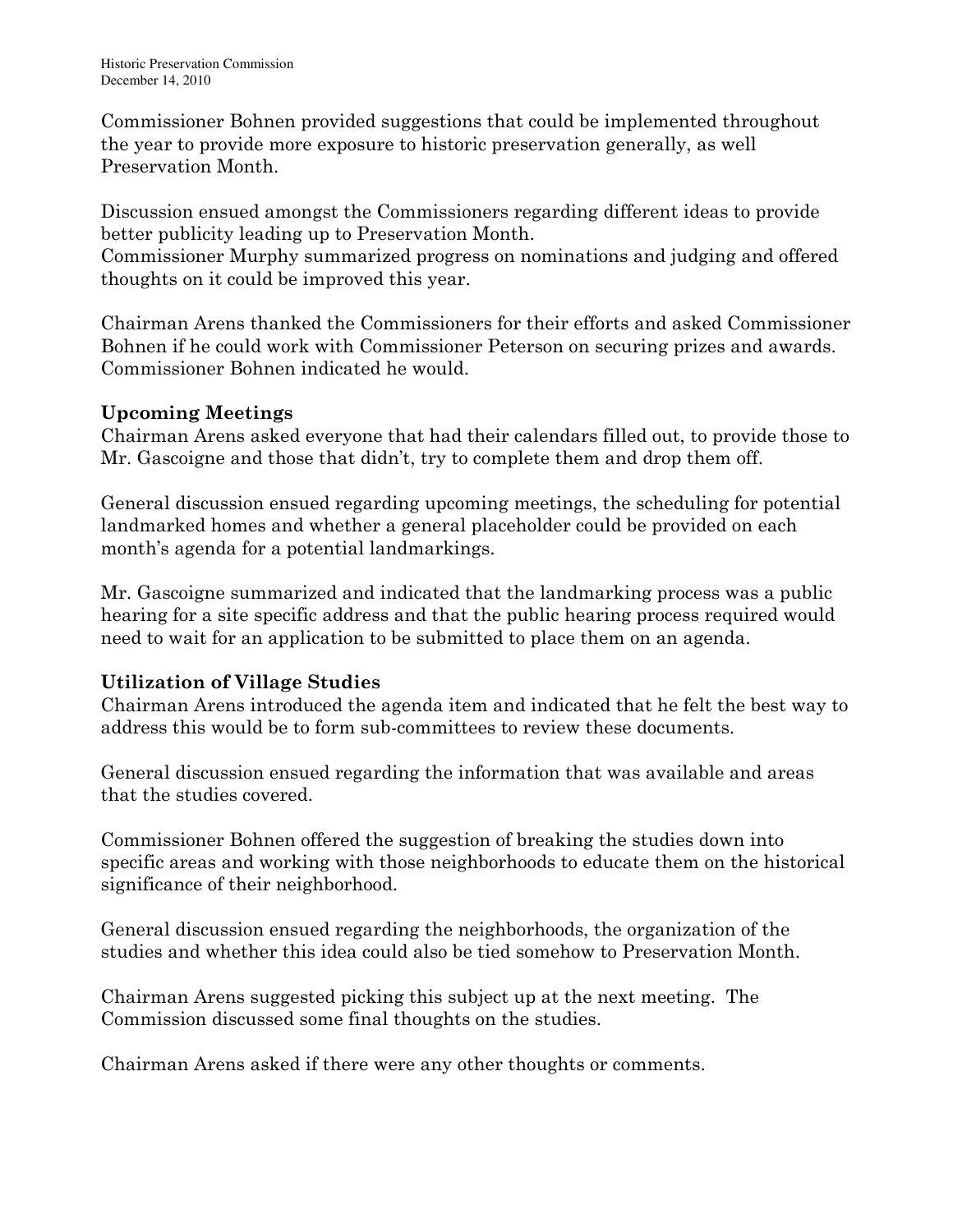Commissioner Bohnen provided suggestions that could be implemented throughout the year to provide more exposure to historic preservation generally, as well Preservation Month.

Discussion ensued amongst the Commissioners regarding different ideas to provide better publicity leading up to Preservation Month.
Commissioner Murphy summarized progress on nominations and judging and offered thoughts on it could be improved this year.

Chairman Arens thanked the Commissioners for their efforts and asked Commissioner Bohnen if he could work with Commissioner Peterson on securing prizes and awards. Commissioner Bohnen indicated he would.

**Upcoming Meetings**
Chairman Arens asked everyone that had their calendars filled out, to provide those to Mr. Gascoigne and those that didn't, try to complete them and drop them off.

General discussion ensued regarding upcoming meetings, the scheduling for potential landmarked homes and whether a general placeholder could be provided on each month's agenda for a potential landmarkings.

Mr. Gascoigne summarized and indicated that the landmarking process was a public hearing for a site specific address and that the public hearing process required would need to wait for an application to be submitted to place them on an agenda.

**Utilization of Village Studies**
Chairman Arens introduced the agenda item and indicated that he felt the best way to address this would be to form sub-committees to review these documents.

General discussion ensued regarding the information that was available and areas that the studies covered.

Commissioner Bohnen offered the suggestion of breaking the studies down into specific areas and working with those neighborhoods to educate them on the historical significance of their neighborhood.

General discussion ensued regarding the neighborhoods, the organization of the studies and whether this idea could also be tied somehow to Preservation Month.

Chairman Arens suggested picking this subject up at the next meeting. The Commission discussed some final thoughts on the studies.

Chairman Arens asked if there were any other thoughts or comments.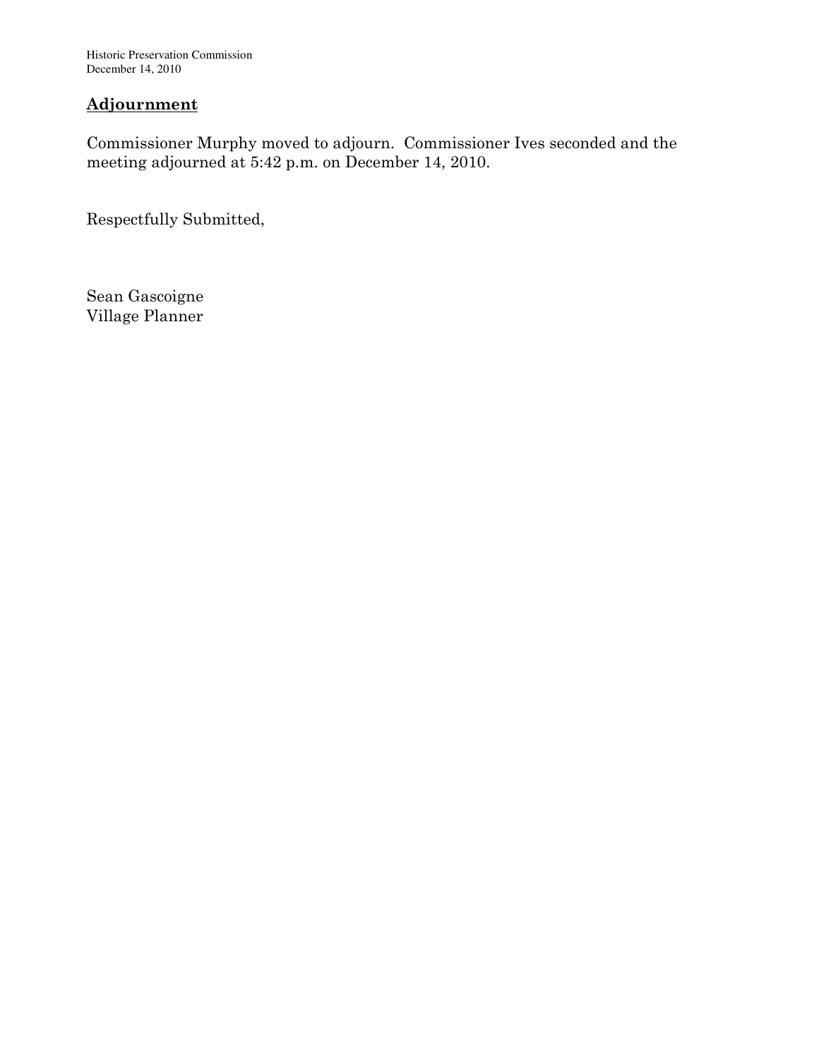## **Adjournment**

Commissioner Murphy moved to adjourn. Commissioner Ives seconded and the meeting adjourned at 5:42 p.m. on December 14, 2010.

Respectfully Submitted,

Sean Gascoigne
Village Planner